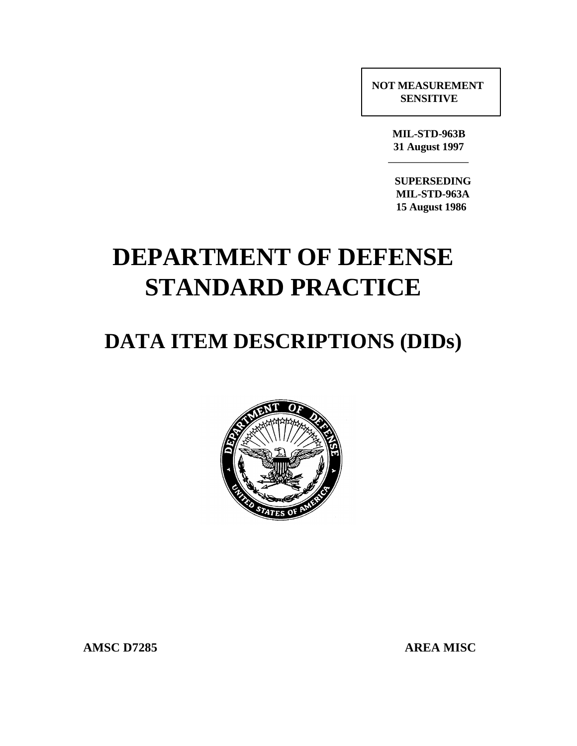**NOT MEASUREMENT SENSITIVE**

**MIL-STD-963B**
**31 August 1997**

**SUPERSEDING**
**MIL-STD-963A**
**15 August 1986**

# DEPARTMENT OF DEFENSE STANDARD PRACTICE

## DATA ITEM DESCRIPTIONS (DIDs)

**AMSC D7285** **AREA MISC**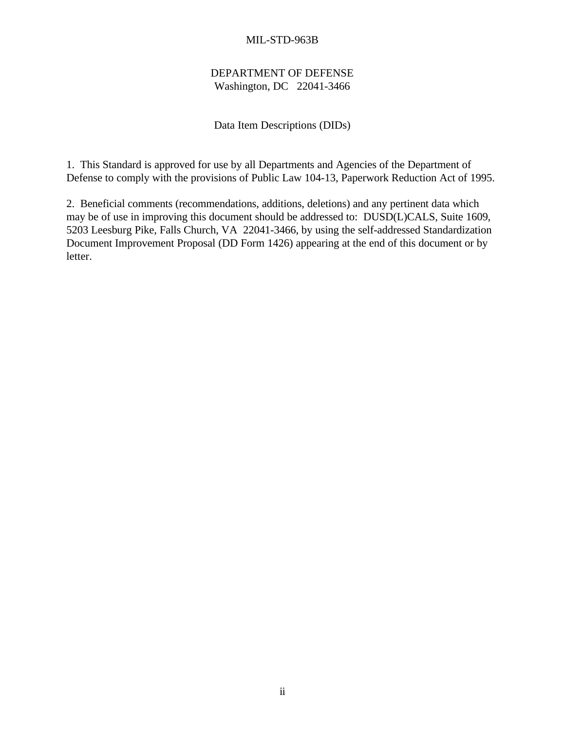DEPARTMENT OF DEFENSE
Washington, DC 22041-3466

Data Item Descriptions (DIDs)

1. This Standard is approved for use by all Departments and Agencies of the Department of Defense to comply with the provisions of Public Law 104-13, Paperwork Reduction Act of 1995.

2. Beneficial comments (recommendations, additions, deletions) and any pertinent data which may be of use in improving this document should be addressed to: DUSD(L)CALS, Suite 1609, 5203 Leesburg Pike, Falls Church, VA 22041-3466, by using the self-addressed Standardization Document Improvement Proposal (DD Form 1426) appearing at the end of this document or by letter.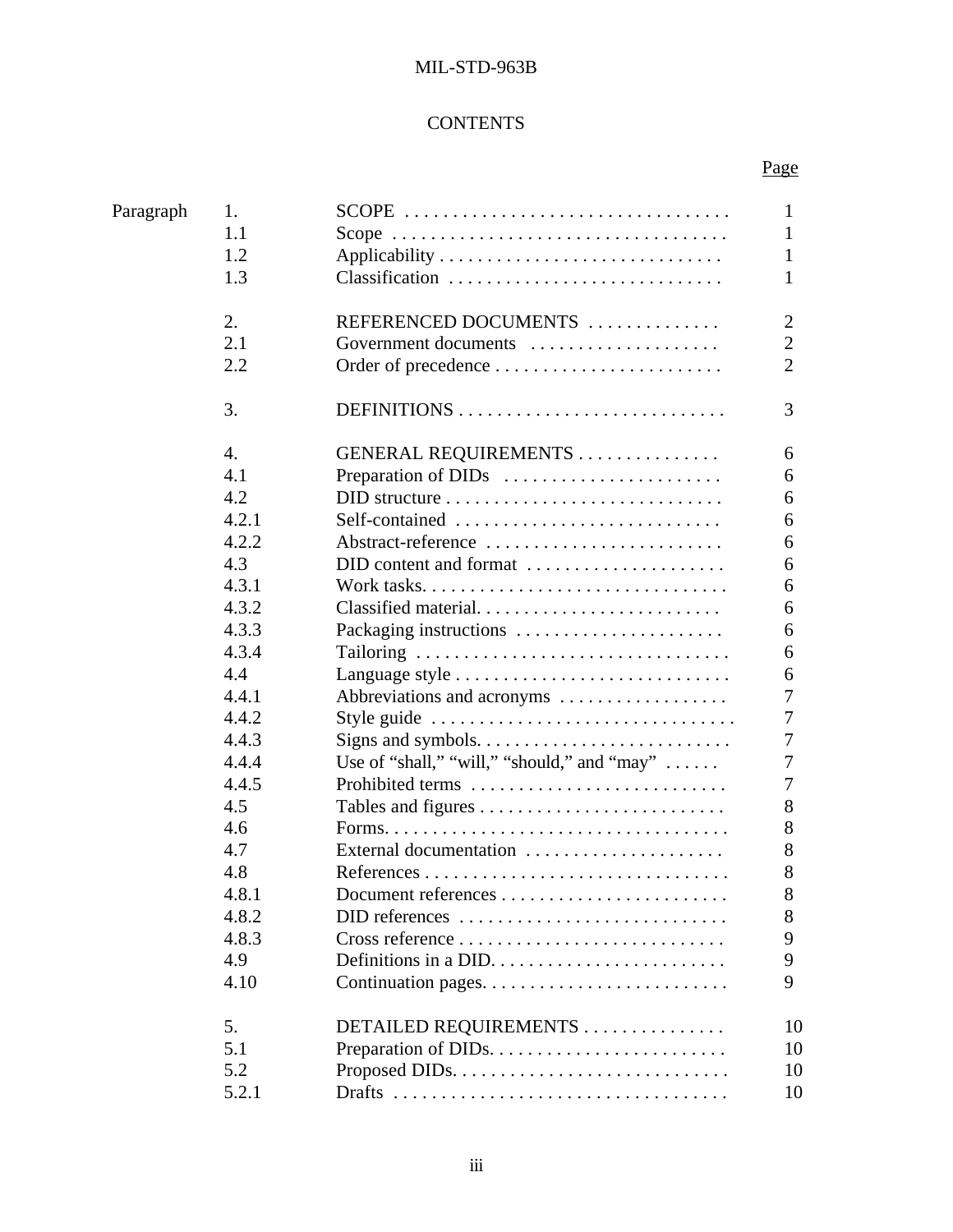# CONTENTS

| | | | Page |
|---|---|---|---|
| Paragraph | 1. | SCOPE | 1 |
| | 1.1 | Scope | 1 |
| | 1.2 | Applicability | 1 |
| | 1.3 | Classification | 1 |
| | | | |
| | 2. | REFERENCED DOCUMENTS | 2 |
| | 2.1 | Government documents | 2 |
| | 2.2 | Order of precedence | 2 |
| | | | |
| | 3. | DEFINITIONS | 3 |
| | | | |
| | 4. | GENERAL REQUIREMENTS | 6 |
| | 4.1 | Preparation of DIDs | 6 |
| | 4.2 | DID structure | 6 |
| | 4.2.1 | Self-contained | 6 |
| | 4.2.2 | Abstract-reference | 6 |
| | 4.3 | DID content and format | 6 |
| | 4.3.1 | Work tasks | 6 |
| | 4.3.2 | Classified material | 6 |
| | 4.3.3 | Packaging instructions | 6 |
| | 4.3.4 | Tailoring | 6 |
| | 4.4 | Language style | 6 |
| | 4.4.1 | Abbreviations and acronyms | 7 |
| | 4.4.2 | Style guide | 7 |
| | 4.4.3 | Signs and symbols | 7 |
| | 4.4.4 | Use of “shall,” “will,” “should,” and “may” | 7 |
| | 4.4.5 | Prohibited terms | 7 |
| | 4.5 | Tables and figures | 8 |
| | 4.6 | Forms | 8 |
| | 4.7 | External documentation | 8 |
| | 4.8 | References | 8 |
| | 4.8.1 | Document references | 8 |
| | 4.8.2 | DID references | 8 |
| | 4.8.3 | Cross reference | 9 |
| | 4.9 | Definitions in a DID | 9 |
| | 4.10 | Continuation pages | 9 |
| | | | |
| | 5. | DETAILED REQUIREMENTS | 10 |
| | 5.1 | Preparation of DIDs | 10 |
| | 5.2 | Proposed DIDs | 10 |
| | 5.2.1 | Drafts | 10 |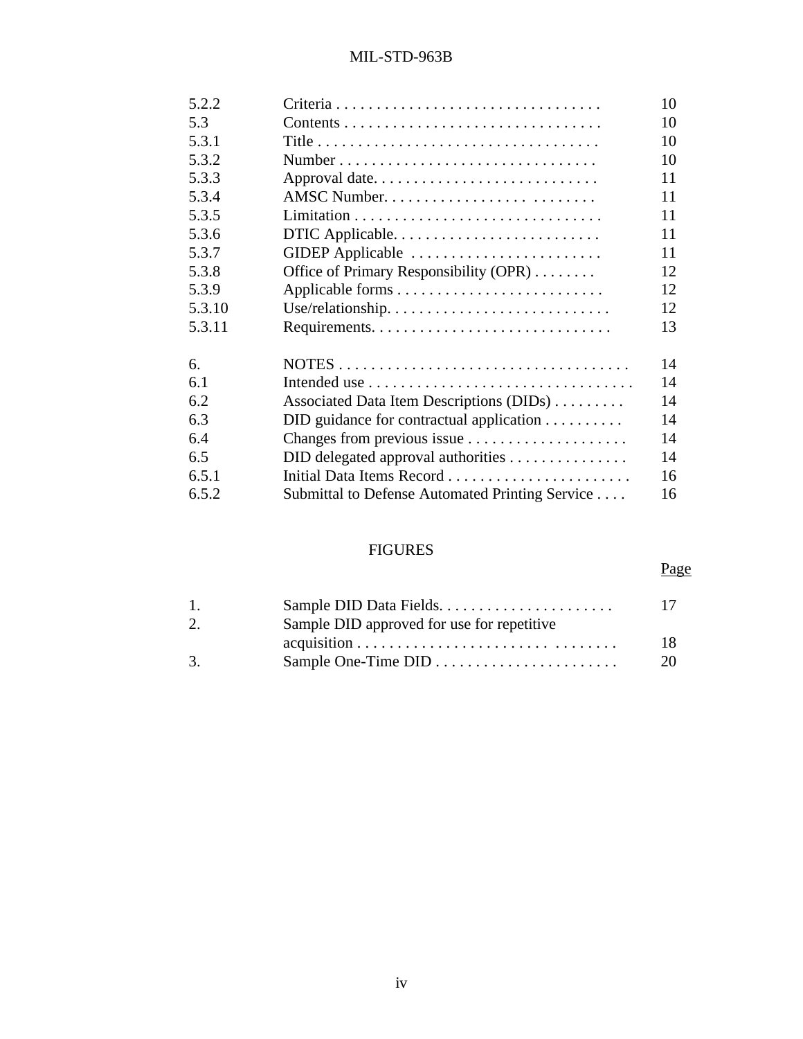| | | |
|---|---|---|
| 5.2.2 | Criteria | 10 |
| 5.3 | Contents | 10 |
| 5.3.1 | Title | 10 |
| 5.3.2 | Number | 10 |
| 5.3.3 | Approval date | 11 |
| 5.3.4 | AMSC Number | 11 |
| 5.3.5 | Limitation | 11 |
| 5.3.6 | DTIC Applicable | 11 |
| 5.3.7 | GIDEP Applicable | 11 |
| 5.3.8 | Office of Primary Responsibility (OPR) | 12 |
| 5.3.9 | Applicable forms | 12 |
| 5.3.10 | Use/relationship | 12 |
| 5.3.11 | Requirements | 13 |
| | | |
| 6. | NOTES | 14 |
| 6.1 | Intended use | 14 |
| 6.2 | Associated Data Item Descriptions (DIDs) | 14 |
| 6.3 | DID guidance for contractual application | 14 |
| 6.4 | Changes from previous issue | 14 |
| 6.5 | DID delegated approval authorities | 14 |
| 6.5.1 | Initial Data Items Record | 16 |
| 6.5.2 | Submittal to Defense Automated Printing Service | 16 |

FIGURES

| | | Page |
|---|---|---|
| 1. | Sample DID Data Fields | 17 |
| 2. | Sample DID approved for use for repetitive acquisition | 18 |
| 3. | Sample One-Time DID | 20 |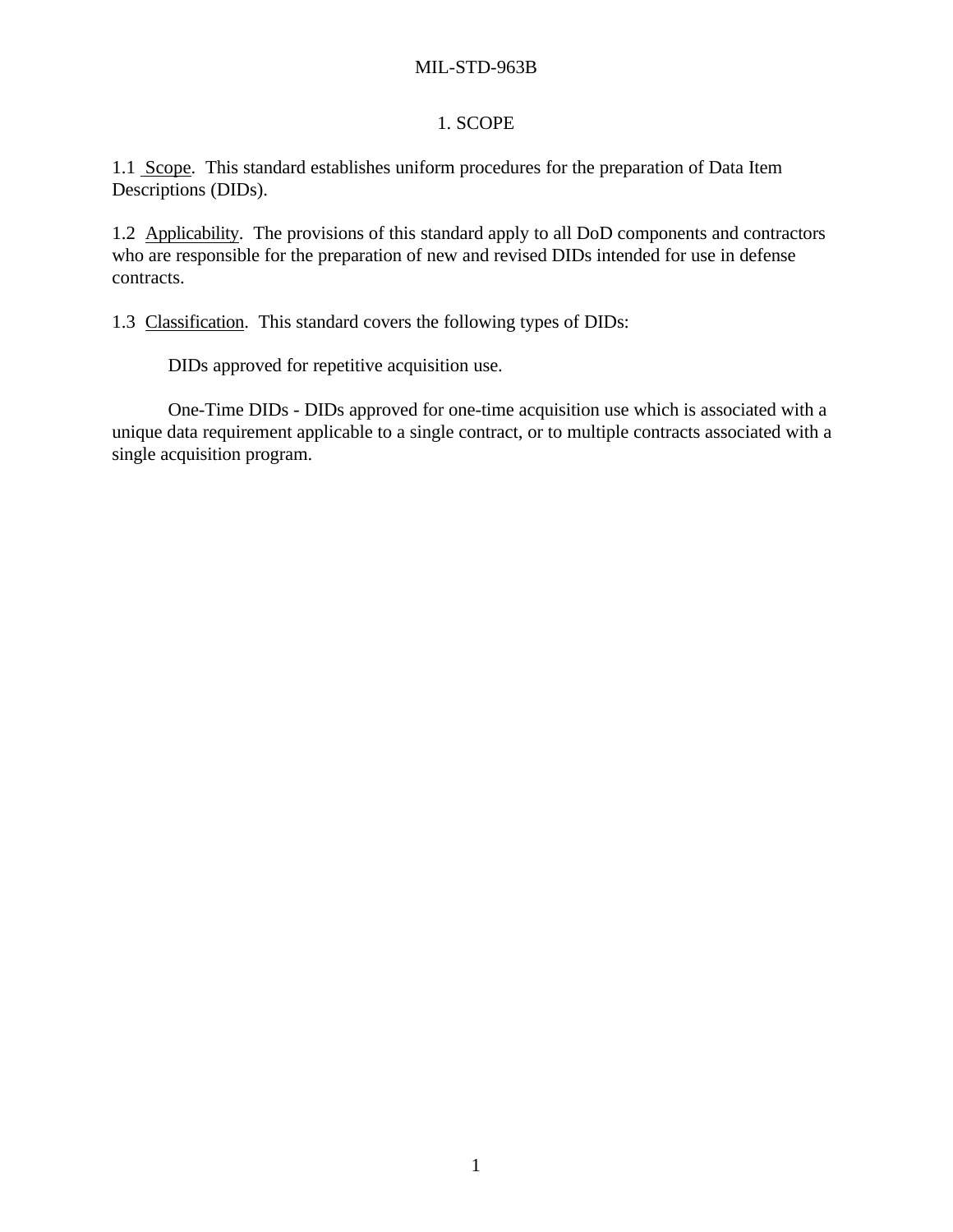# 1. SCOPE

1.1 Scope. This standard establishes uniform procedures for the preparation of Data Item Descriptions (DIDs).

1.2 Applicability. The provisions of this standard apply to all DoD components and contractors who are responsible for the preparation of new and revised DIDs intended for use in defense contracts.

1.3 Classification. This standard covers the following types of DIDs:

DIDs approved for repetitive acquisition use.

One-Time DIDs - DIDs approved for one-time acquisition use which is associated with a unique data requirement applicable to a single contract, or to multiple contracts associated with a single acquisition program.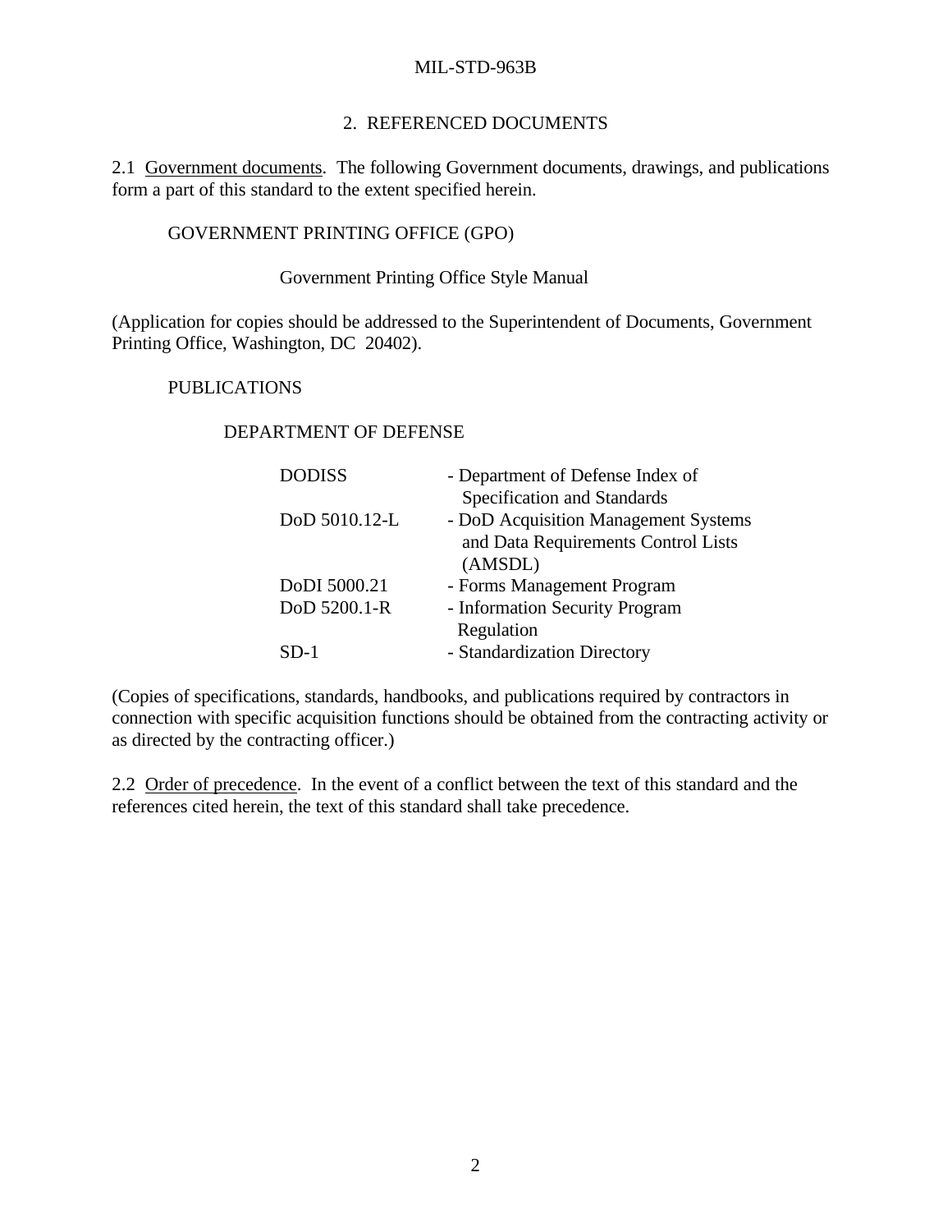## 2. REFERENCED DOCUMENTS

2.1 Government documents. The following Government documents, drawings, and publications form a part of this standard to the extent specified herein.

GOVERNMENT PRINTING OFFICE (GPO)

Government Printing Office Style Manual

(Application for copies should be addressed to the Superintendent of Documents, Government Printing Office, Washington, DC 20402).

PUBLICATIONS

DEPARTMENT OF DEFENSE

| | |
|---|---|
| DODISS | - Department of Defense Index of Specification and Standards |
| DoD 5010.12-L | - DoD Acquisition Management Systems and Data Requirements Control Lists (AMSDL) |
| DoDI 5000.21 | - Forms Management Program |
| DoD 5200.1-R | - Information Security Program Regulation |
| SD-1 | - Standardization Directory |

(Copies of specifications, standards, handbooks, and publications required by contractors in connection with specific acquisition functions should be obtained from the contracting activity or as directed by the contracting officer.)

2.2 Order of precedence. In the event of a conflict between the text of this standard and the references cited herein, the text of this standard shall take precedence.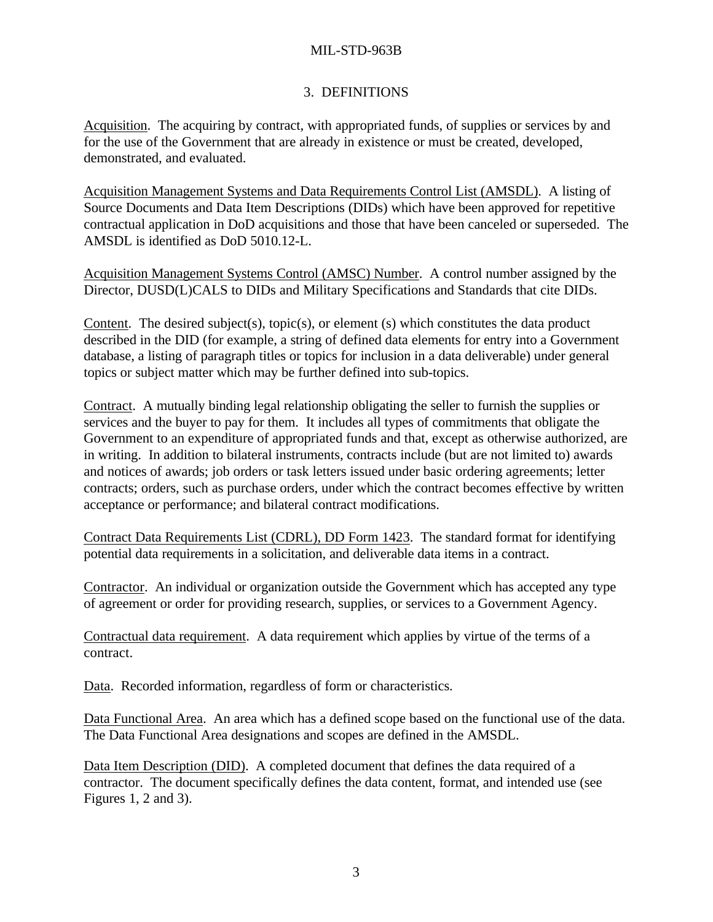## 3. DEFINITIONS

Acquisition. The acquiring by contract, with appropriated funds, of supplies or services by and for the use of the Government that are already in existence or must be created, developed, demonstrated, and evaluated.

Acquisition Management Systems and Data Requirements Control List (AMSDL). A listing of Source Documents and Data Item Descriptions (DIDs) which have been approved for repetitive contractual application in DoD acquisitions and those that have been canceled or superseded. The AMSDL is identified as DoD 5010.12-L.

Acquisition Management Systems Control (AMSC) Number. A control number assigned by the Director, DUSD(L)CALS to DIDs and Military Specifications and Standards that cite DIDs.

Content. The desired subject(s), topic(s), or element (s) which constitutes the data product described in the DID (for example, a string of defined data elements for entry into a Government database, a listing of paragraph titles or topics for inclusion in a data deliverable) under general topics or subject matter which may be further defined into sub-topics.

Contract. A mutually binding legal relationship obligating the seller to furnish the supplies or services and the buyer to pay for them. It includes all types of commitments that obligate the Government to an expenditure of appropriated funds and that, except as otherwise authorized, are in writing. In addition to bilateral instruments, contracts include (but are not limited to) awards and notices of awards; job orders or task letters issued under basic ordering agreements; letter contracts; orders, such as purchase orders, under which the contract becomes effective by written acceptance or performance; and bilateral contract modifications.

Contract Data Requirements List (CDRL), DD Form 1423. The standard format for identifying potential data requirements in a solicitation, and deliverable data items in a contract.

Contractor. An individual or organization outside the Government which has accepted any type of agreement or order for providing research, supplies, or services to a Government Agency.

Contractual data requirement. A data requirement which applies by virtue of the terms of a contract.

Data. Recorded information, regardless of form or characteristics.

Data Functional Area. An area which has a defined scope based on the functional use of the data. The Data Functional Area designations and scopes are defined in the AMSDL.

Data Item Description (DID). A completed document that defines the data required of a contractor. The document specifically defines the data content, format, and intended use (see Figures 1, 2 and 3).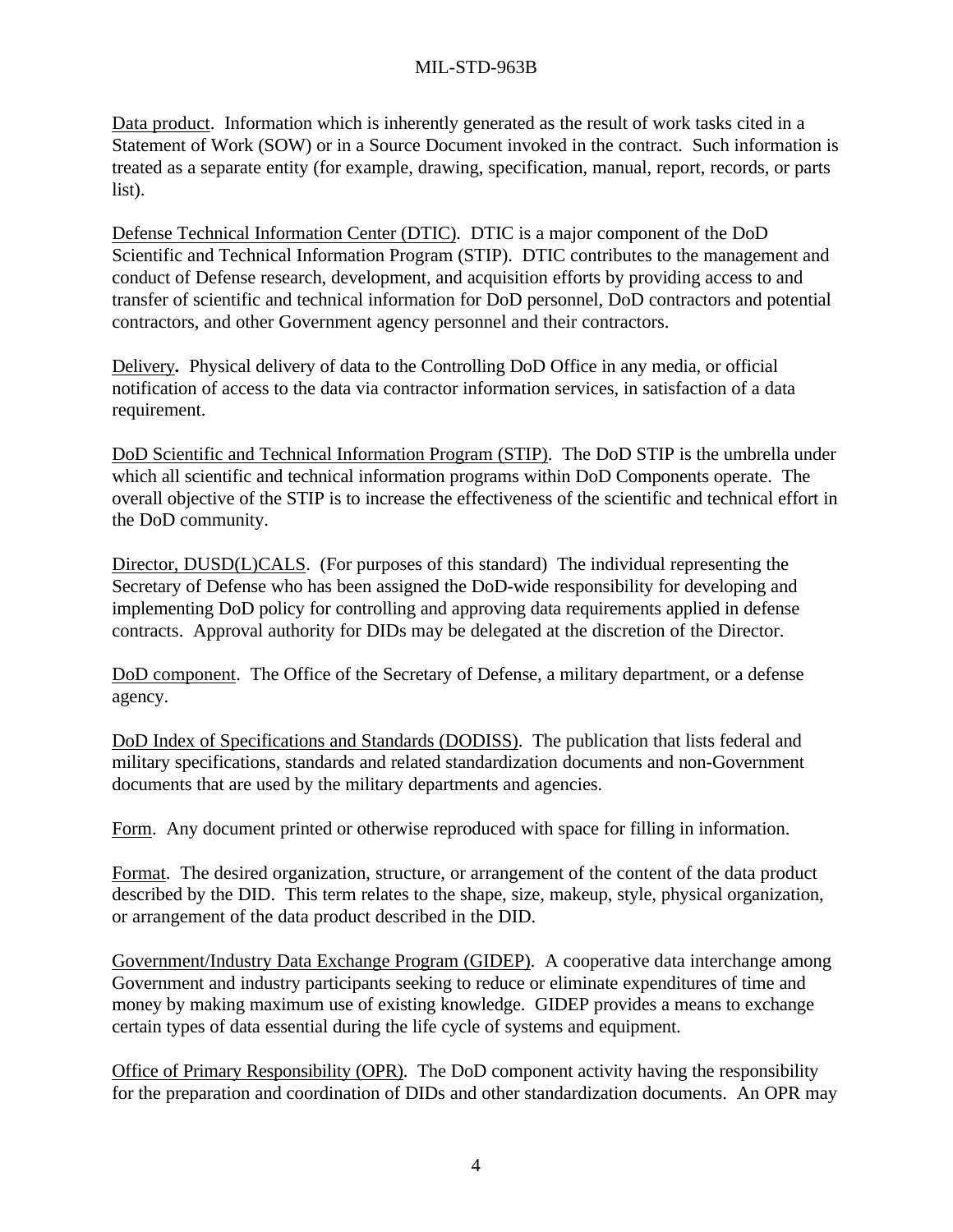Data product. Information which is inherently generated as the result of work tasks cited in a Statement of Work (SOW) or in a Source Document invoked in the contract. Such information is treated as a separate entity (for example, drawing, specification, manual, report, records, or parts list).

Defense Technical Information Center (DTIC). DTIC is a major component of the DoD Scientific and Technical Information Program (STIP). DTIC contributes to the management and conduct of Defense research, development, and acquisition efforts by providing access to and transfer of scientific and technical information for DoD personnel, DoD contractors and potential contractors, and other Government agency personnel and their contractors.

Delivery**.** Physical delivery of data to the Controlling DoD Office in any media, or official notification of access to the data via contractor information services, in satisfaction of a data requirement.

DoD Scientific and Technical Information Program (STIP). The DoD STIP is the umbrella under which all scientific and technical information programs within DoD Components operate. The overall objective of the STIP is to increase the effectiveness of the scientific and technical effort in the DoD community.

Director, DUSD(L)CALS. (For purposes of this standard) The individual representing the Secretary of Defense who has been assigned the DoD-wide responsibility for developing and implementing DoD policy for controlling and approving data requirements applied in defense contracts. Approval authority for DIDs may be delegated at the discretion of the Director.

DoD component. The Office of the Secretary of Defense, a military department, or a defense agency.

DoD Index of Specifications and Standards (DODISS). The publication that lists federal and military specifications, standards and related standardization documents and non-Government documents that are used by the military departments and agencies.

Form. Any document printed or otherwise reproduced with space for filling in information.

Format. The desired organization, structure, or arrangement of the content of the data product described by the DID. This term relates to the shape, size, makeup, style, physical organization, or arrangement of the data product described in the DID.

Government/Industry Data Exchange Program (GIDEP). A cooperative data interchange among Government and industry participants seeking to reduce or eliminate expenditures of time and money by making maximum use of existing knowledge. GIDEP provides a means to exchange certain types of data essential during the life cycle of systems and equipment.

Office of Primary Responsibility (OPR). The DoD component activity having the responsibility for the preparation and coordination of DIDs and other standardization documents. An OPR may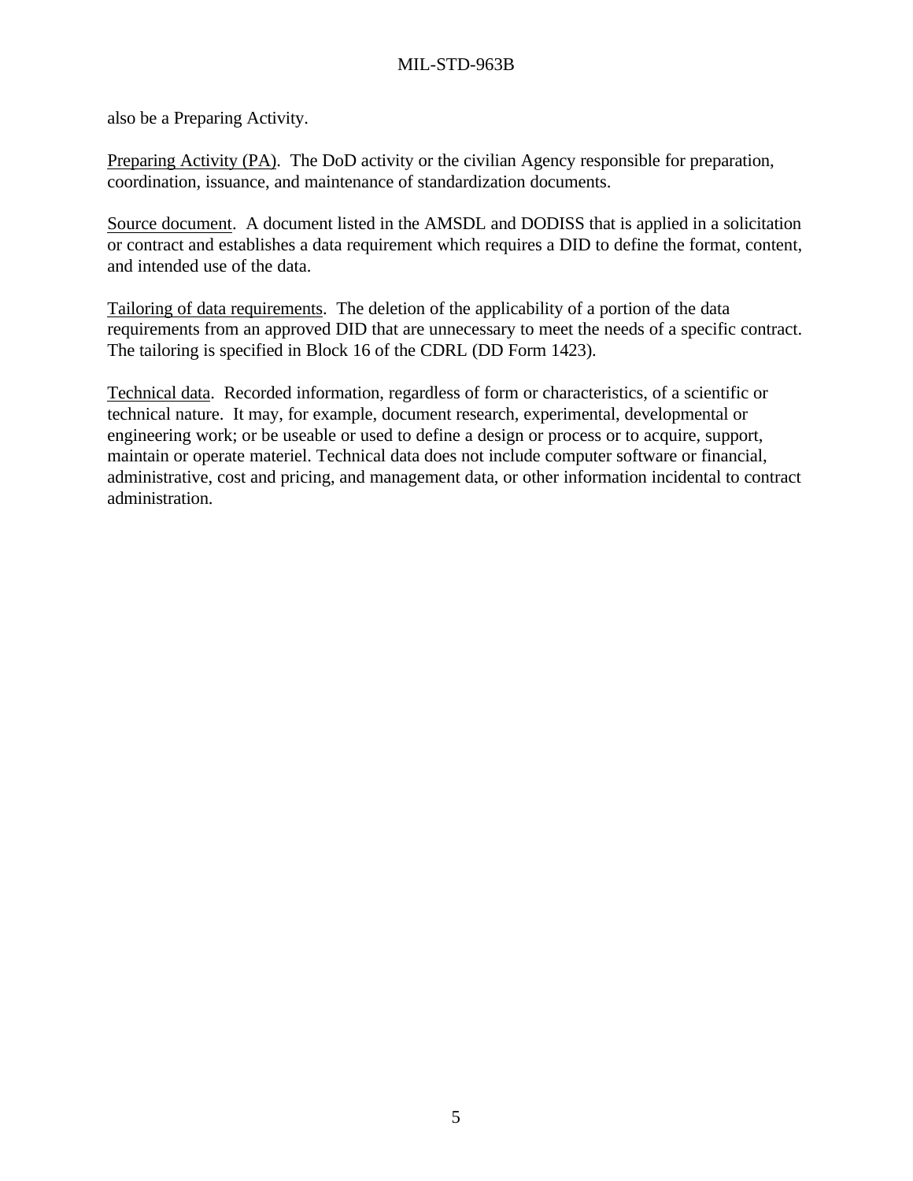also be a Preparing Activity.

Preparing Activity (PA). The DoD activity or the civilian Agency responsible for preparation, coordination, issuance, and maintenance of standardization documents.

Source document. A document listed in the AMSDL and DODISS that is applied in a solicitation or contract and establishes a data requirement which requires a DID to define the format, content, and intended use of the data.

Tailoring of data requirements. The deletion of the applicability of a portion of the data requirements from an approved DID that are unnecessary to meet the needs of a specific contract. The tailoring is specified in Block 16 of the CDRL (DD Form 1423).

Technical data. Recorded information, regardless of form or characteristics, of a scientific or technical nature. It may, for example, document research, experimental, developmental or engineering work; or be useable or used to define a design or process or to acquire, support, maintain or operate materiel. Technical data does not include computer software or financial, administrative, cost and pricing, and management data, or other information incidental to contract administration.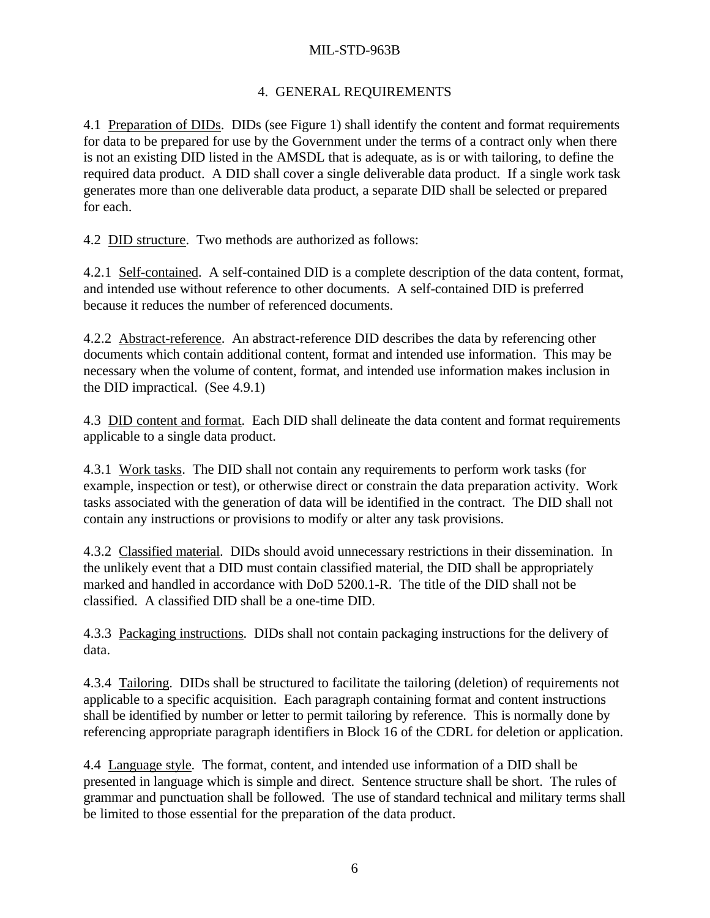# 4. GENERAL REQUIREMENTS

4.1 Preparation of DIDs. DIDs (see Figure 1) shall identify the content and format requirements for data to be prepared for use by the Government under the terms of a contract only when there is not an existing DID listed in the AMSDL that is adequate, as is or with tailoring, to define the required data product. A DID shall cover a single deliverable data product. If a single work task generates more than one deliverable data product, a separate DID shall be selected or prepared for each.

4.2 DID structure. Two methods are authorized as follows:

4.2.1 Self-contained. A self-contained DID is a complete description of the data content, format, and intended use without reference to other documents. A self-contained DID is preferred because it reduces the number of referenced documents.

4.2.2 Abstract-reference. An abstract-reference DID describes the data by referencing other documents which contain additional content, format and intended use information. This may be necessary when the volume of content, format, and intended use information makes inclusion in the DID impractical. (See 4.9.1)

4.3 DID content and format. Each DID shall delineate the data content and format requirements applicable to a single data product.

4.3.1 Work tasks. The DID shall not contain any requirements to perform work tasks (for example, inspection or test), or otherwise direct or constrain the data preparation activity. Work tasks associated with the generation of data will be identified in the contract. The DID shall not contain any instructions or provisions to modify or alter any task provisions.

4.3.2 Classified material. DIDs should avoid unnecessary restrictions in their dissemination. In the unlikely event that a DID must contain classified material, the DID shall be appropriately marked and handled in accordance with DoD 5200.1-R. The title of the DID shall not be classified. A classified DID shall be a one-time DID.

4.3.3 Packaging instructions. DIDs shall not contain packaging instructions for the delivery of data.

4.3.4 Tailoring. DIDs shall be structured to facilitate the tailoring (deletion) of requirements not applicable to a specific acquisition. Each paragraph containing format and content instructions shall be identified by number or letter to permit tailoring by reference. This is normally done by referencing appropriate paragraph identifiers in Block 16 of the CDRL for deletion or application.

4.4 Language style. The format, content, and intended use information of a DID shall be presented in language which is simple and direct. Sentence structure shall be short. The rules of grammar and punctuation shall be followed. The use of standard technical and military terms shall be limited to those essential for the preparation of the data product.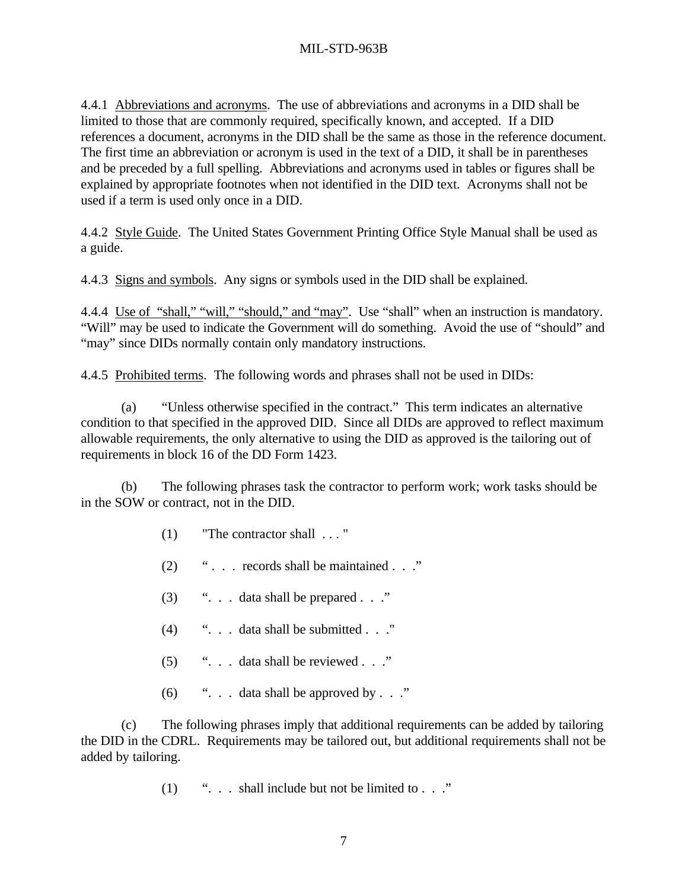4.4.1 Abbreviations and acronyms. The use of abbreviations and acronyms in a DID shall be limited to those that are commonly required, specifically known, and accepted. If a DID references a document, acronyms in the DID shall be the same as those in the reference document. The first time an abbreviation or acronym is used in the text of a DID, it shall be in parentheses and be preceded by a full spelling. Abbreviations and acronyms used in tables or figures shall be explained by appropriate footnotes when not identified in the DID text. Acronyms shall not be used if a term is used only once in a DID.

4.4.2 Style Guide. The United States Government Printing Office Style Manual shall be used as a guide.

4.4.3 Signs and symbols. Any signs or symbols used in the DID shall be explained.

4.4.4 Use of "shall," "will," "should," and "may". Use "shall" when an instruction is mandatory. "Will" may be used to indicate the Government will do something. Avoid the use of "should" and "may" since DIDs normally contain only mandatory instructions.

4.4.5 Prohibited terms. The following words and phrases shall not be used in DIDs:

(a) "Unless otherwise specified in the contract." This term indicates an alternative condition to that specified in the approved DID. Since all DIDs are approved to reflect maximum allowable requirements, the only alternative to using the DID as approved is the tailoring out of requirements in block 16 of the DD Form 1423.

(b) The following phrases task the contractor to perform work; work tasks should be in the SOW or contract, not in the DID.

(1) "The contractor shall . . . "

(2) " . . . records shall be maintained . . ."

(3) ". . . data shall be prepared . . ."

(4) ". . . data shall be submitted . . ."

(5) ". . . data shall be reviewed . . ."

(6) ". . . data shall be approved by . . ."

(c) The following phrases imply that additional requirements can be added by tailoring the DID in the CDRL. Requirements may be tailored out, but additional requirements shall not be added by tailoring.

(1) ". . . shall include but not be limited to . . ."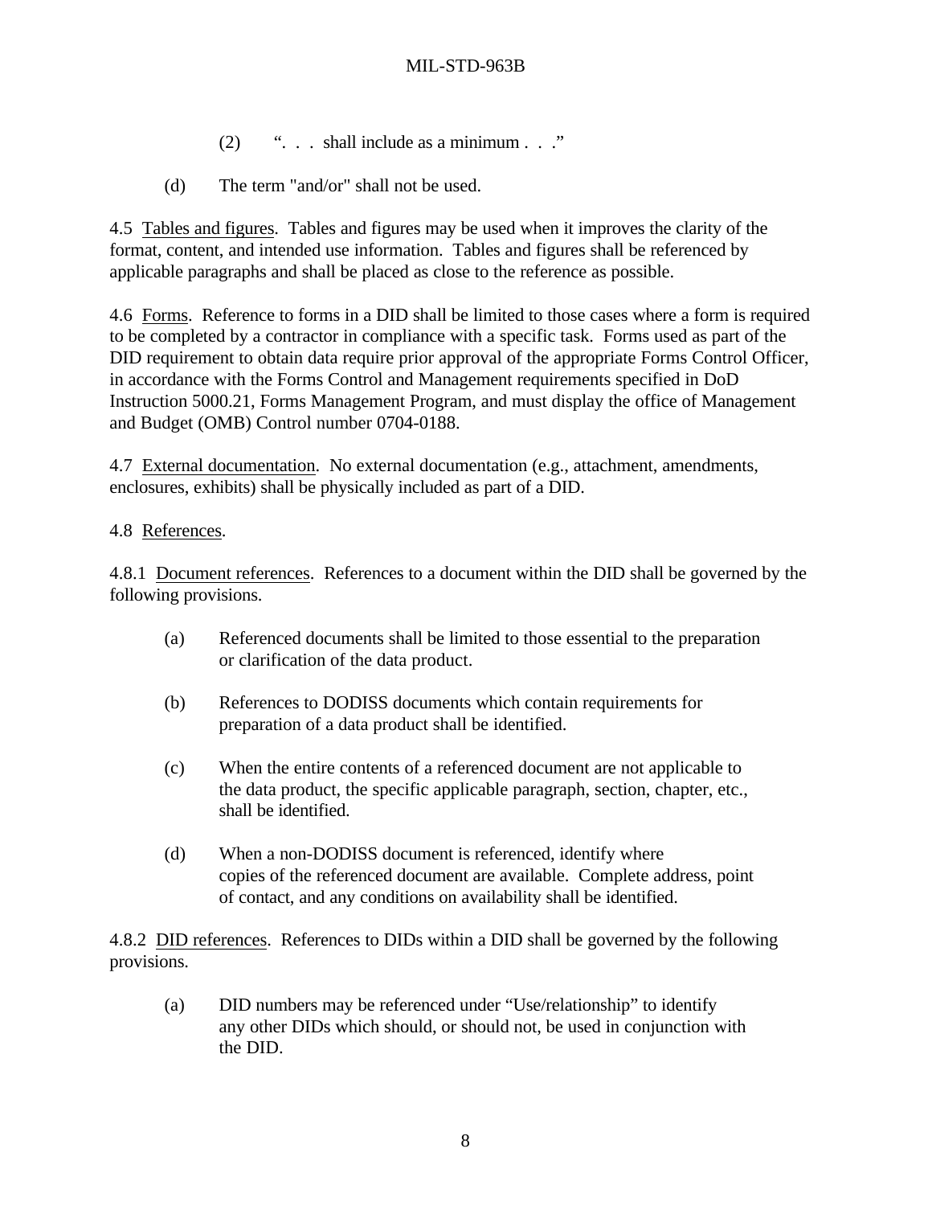(2) ". . . shall include as a minimum . . ."

(d) The term "and/or" shall not be used.

4.5 Tables and figures. Tables and figures may be used when it improves the clarity of the format, content, and intended use information. Tables and figures shall be referenced by applicable paragraphs and shall be placed as close to the reference as possible.

4.6 Forms. Reference to forms in a DID shall be limited to those cases where a form is required to be completed by a contractor in compliance with a specific task. Forms used as part of the DID requirement to obtain data require prior approval of the appropriate Forms Control Officer, in accordance with the Forms Control and Management requirements specified in DoD Instruction 5000.21, Forms Management Program, and must display the office of Management and Budget (OMB) Control number 0704-0188.

4.7 External documentation. No external documentation (e.g., attachment, amendments, enclosures, exhibits) shall be physically included as part of a DID.

4.8 References.

4.8.1 Document references. References to a document within the DID shall be governed by the following provisions.

(a) Referenced documents shall be limited to those essential to the preparation or clarification of the data product.

(b) References to DODISS documents which contain requirements for preparation of a data product shall be identified.

(c) When the entire contents of a referenced document are not applicable to the data product, the specific applicable paragraph, section, chapter, etc., shall be identified.

(d) When a non-DODISS document is referenced, identify where copies of the referenced document are available. Complete address, point of contact, and any conditions on availability shall be identified.

4.8.2 DID references. References to DIDs within a DID shall be governed by the following provisions.

(a) DID numbers may be referenced under "Use/relationship" to identify any other DIDs which should, or should not, be used in conjunction with the DID.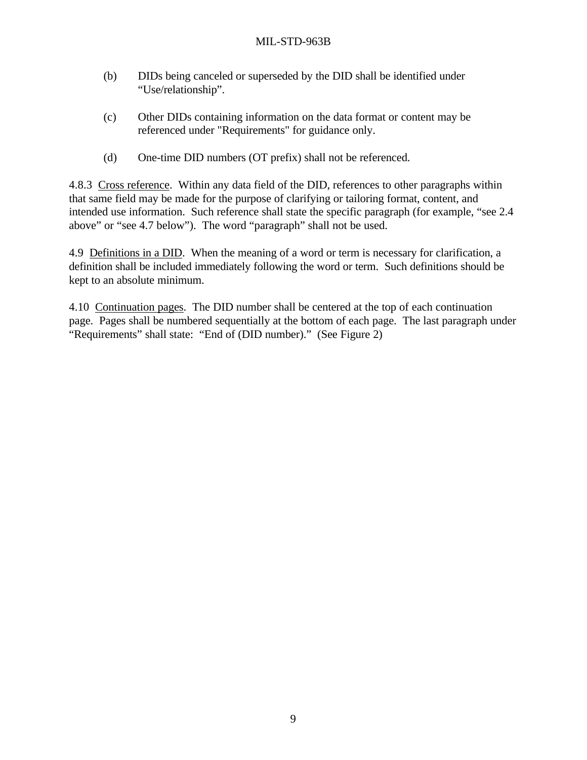(b) DIDs being canceled or superseded by the DID shall be identified under "Use/relationship".

(c) Other DIDs containing information on the data format or content may be referenced under "Requirements" for guidance only.

(d) One-time DID numbers (OT prefix) shall not be referenced.

4.8.3 Cross reference. Within any data field of the DID, references to other paragraphs within that same field may be made for the purpose of clarifying or tailoring format, content, and intended use information. Such reference shall state the specific paragraph (for example, "see 2.4 above" or "see 4.7 below"). The word "paragraph" shall not be used.

4.9 Definitions in a DID. When the meaning of a word or term is necessary for clarification, a definition shall be included immediately following the word or term. Such definitions should be kept to an absolute minimum.

4.10 Continuation pages. The DID number shall be centered at the top of each continuation page. Pages shall be numbered sequentially at the bottom of each page. The last paragraph under "Requirements" shall state: "End of (DID number)." (See Figure 2)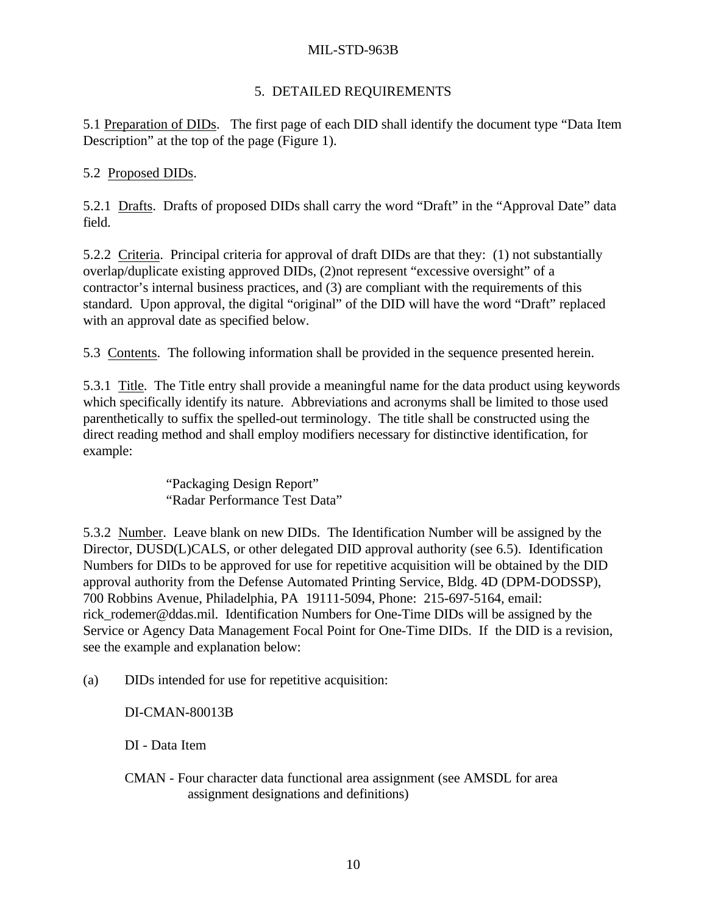## 5. DETAILED REQUIREMENTS

5.1 Preparation of DIDs. The first page of each DID shall identify the document type "Data Item Description" at the top of the page (Figure 1).

5.2 Proposed DIDs.

5.2.1 Drafts. Drafts of proposed DIDs shall carry the word "Draft" in the "Approval Date" data field.

5.2.2 Criteria. Principal criteria for approval of draft DIDs are that they: (1) not substantially overlap/duplicate existing approved DIDs, (2)not represent "excessive oversight" of a contractor's internal business practices, and (3) are compliant with the requirements of this standard. Upon approval, the digital "original" of the DID will have the word "Draft" replaced with an approval date as specified below.

5.3 Contents. The following information shall be provided in the sequence presented herein.

5.3.1 Title. The Title entry shall provide a meaningful name for the data product using keywords which specifically identify its nature. Abbreviations and acronyms shall be limited to those used parenthetically to suffix the spelled-out terminology. The title shall be constructed using the direct reading method and shall employ modifiers necessary for distinctive identification, for example:

> "Packaging Design Report"
> "Radar Performance Test Data"

5.3.2 Number. Leave blank on new DIDs. The Identification Number will be assigned by the Director, DUSD(L)CALS, or other delegated DID approval authority (see 6.5). Identification Numbers for DIDs to be approved for use for repetitive acquisition will be obtained by the DID approval authority from the Defense Automated Printing Service, Bldg. 4D (DPM-DODSSP), 700 Robbins Avenue, Philadelphia, PA 19111-5094, Phone: 215-697-5164, email: rick_rodemer@ddas.mil. Identification Numbers for One-Time DIDs will be assigned by the Service or Agency Data Management Focal Point for One-Time DIDs. If the DID is a revision, see the example and explanation below:

(a) DIDs intended for use for repetitive acquisition:

DI-CMAN-80013B

DI - Data Item

CMAN - Four character data functional area assignment (see AMSDL for area assignment designations and definitions)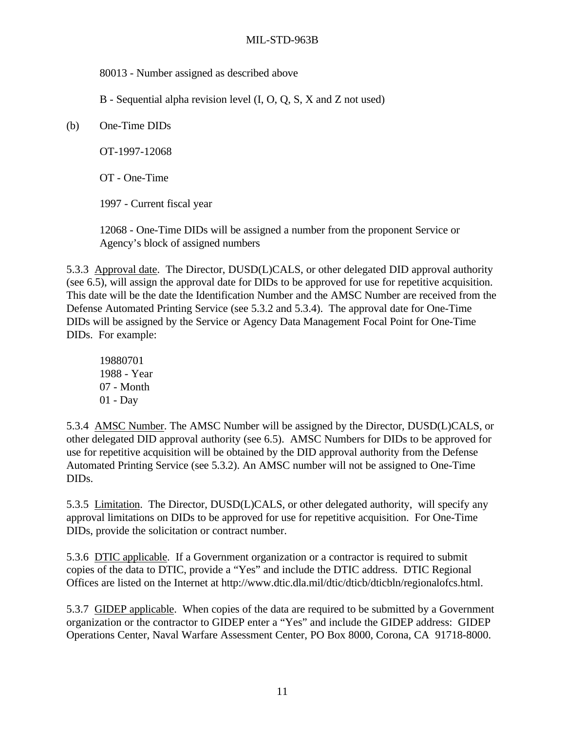80013 - Number assigned as described above

B - Sequential alpha revision level (I, O, Q, S, X and Z not used)

(b) One-Time DIDs

OT-1997-12068

OT - One-Time

1997 - Current fiscal year

12068 - One-Time DIDs will be assigned a number from the proponent Service or Agency's block of assigned numbers

5.3.3 Approval date. The Director, DUSD(L)CALS, or other delegated DID approval authority (see 6.5), will assign the approval date for DIDs to be approved for use for repetitive acquisition. This date will be the date the Identification Number and the AMSC Number are received from the Defense Automated Printing Service (see 5.3.2 and 5.3.4). The approval date for One-Time DIDs will be assigned by the Service or Agency Data Management Focal Point for One-Time DIDs. For example:

19880701
1988 - Year
07 - Month
01 - Day

5.3.4 AMSC Number. The AMSC Number will be assigned by the Director, DUSD(L)CALS, or other delegated DID approval authority (see 6.5). AMSC Numbers for DIDs to be approved for use for repetitive acquisition will be obtained by the DID approval authority from the Defense Automated Printing Service (see 5.3.2). An AMSC number will not be assigned to One-Time DIDs.

5.3.5 Limitation. The Director, DUSD(L)CALS, or other delegated authority, will specify any approval limitations on DIDs to be approved for use for repetitive acquisition. For One-Time DIDs, provide the solicitation or contract number.

5.3.6 DTIC applicable. If a Government organization or a contractor is required to submit copies of the data to DTIC, provide a "Yes" and include the DTIC address. DTIC Regional Offices are listed on the Internet at http://www.dtic.dla.mil/dtic/dticb/dticbln/regionalofcs.html.

5.3.7 GIDEP applicable. When copies of the data are required to be submitted by a Government organization or the contractor to GIDEP enter a "Yes" and include the GIDEP address: GIDEP Operations Center, Naval Warfare Assessment Center, PO Box 8000, Corona, CA 91718-8000.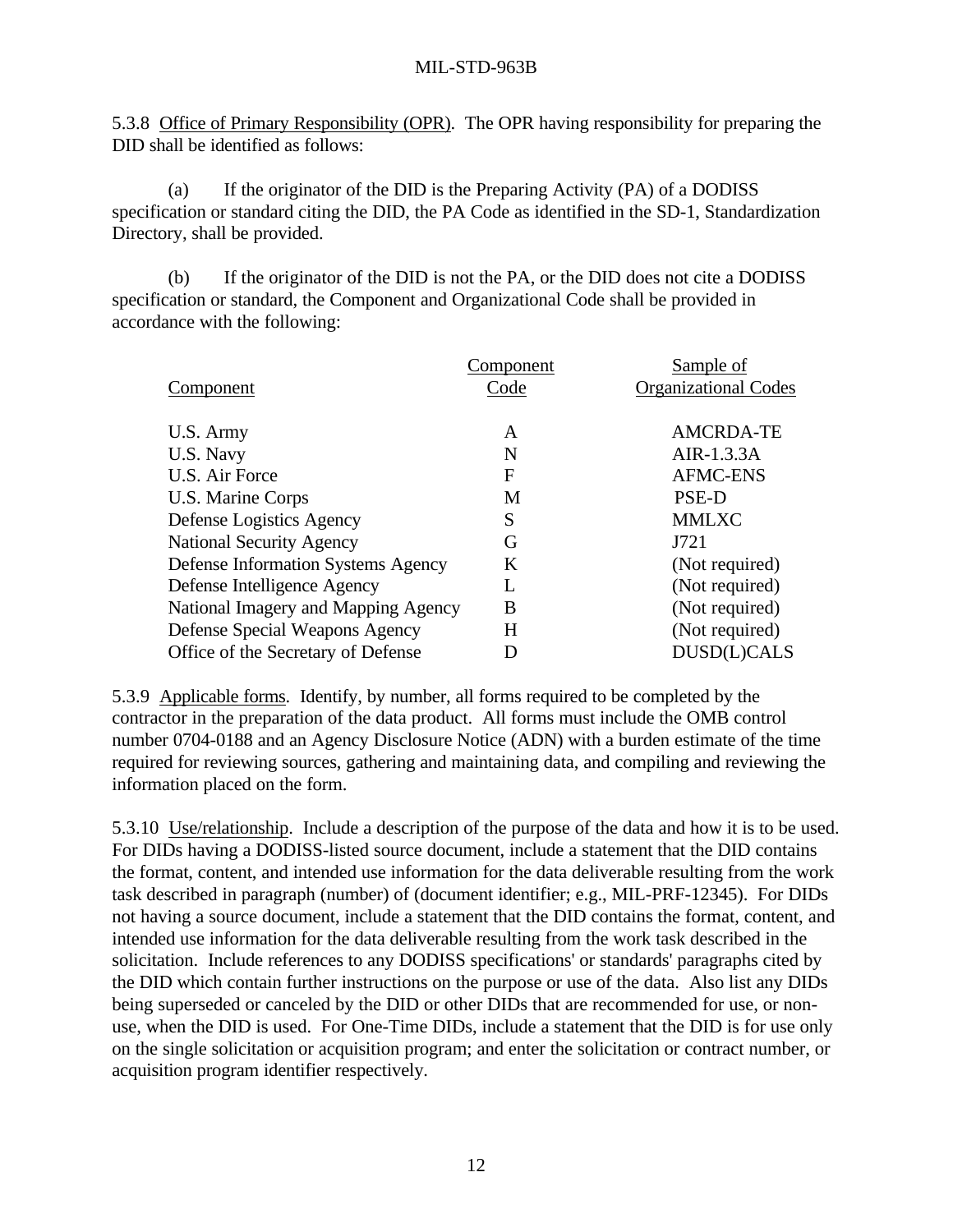5.3.8 Office of Primary Responsibility (OPR). The OPR having responsibility for preparing the DID shall be identified as follows:

(a) If the originator of the DID is the Preparing Activity (PA) of a DODISS specification or standard citing the DID, the PA Code as identified in the SD-1, Standardization Directory, shall be provided.

(b) If the originator of the DID is not the PA, or the DID does not cite a DODISS specification or standard, the Component and Organizational Code shall be provided in accordance with the following:

| Component | Component Code | Sample of Organizational Codes |
|---|---|---|
| U.S. Army | A | AMCRDA-TE |
| U.S. Navy | N | AIR-1.3.3A |
| U.S. Air Force | F | AFMC-ENS |
| U.S. Marine Corps | M | PSE-D |
| Defense Logistics Agency | S | MMLXC |
| National Security Agency | G | J721 |
| Defense Information Systems Agency | K | (Not required) |
| Defense Intelligence Agency | L | (Not required) |
| National Imagery and Mapping Agency | B | (Not required) |
| Defense Special Weapons Agency | H | (Not required) |
| Office of the Secretary of Defense | D | DUSD(L)CALS |

5.3.9 Applicable forms. Identify, by number, all forms required to be completed by the contractor in the preparation of the data product. All forms must include the OMB control number 0704-0188 and an Agency Disclosure Notice (ADN) with a burden estimate of the time required for reviewing sources, gathering and maintaining data, and compiling and reviewing the information placed on the form.

5.3.10 Use/relationship. Include a description of the purpose of the data and how it is to be used. For DIDs having a DODISS-listed source document, include a statement that the DID contains the format, content, and intended use information for the data deliverable resulting from the work task described in paragraph (number) of (document identifier; e.g., MIL-PRF-12345). For DIDs not having a source document, include a statement that the DID contains the format, content, and intended use information for the data deliverable resulting from the work task described in the solicitation. Include references to any DODISS specifications' or standards' paragraphs cited by the DID which contain further instructions on the purpose or use of the data. Also list any DIDs being superseded or canceled by the DID or other DIDs that are recommended for use, or non-use, when the DID is used. For One-Time DIDs, include a statement that the DID is for use only on the single solicitation or acquisition program; and enter the solicitation or contract number, or acquisition program identifier respectively.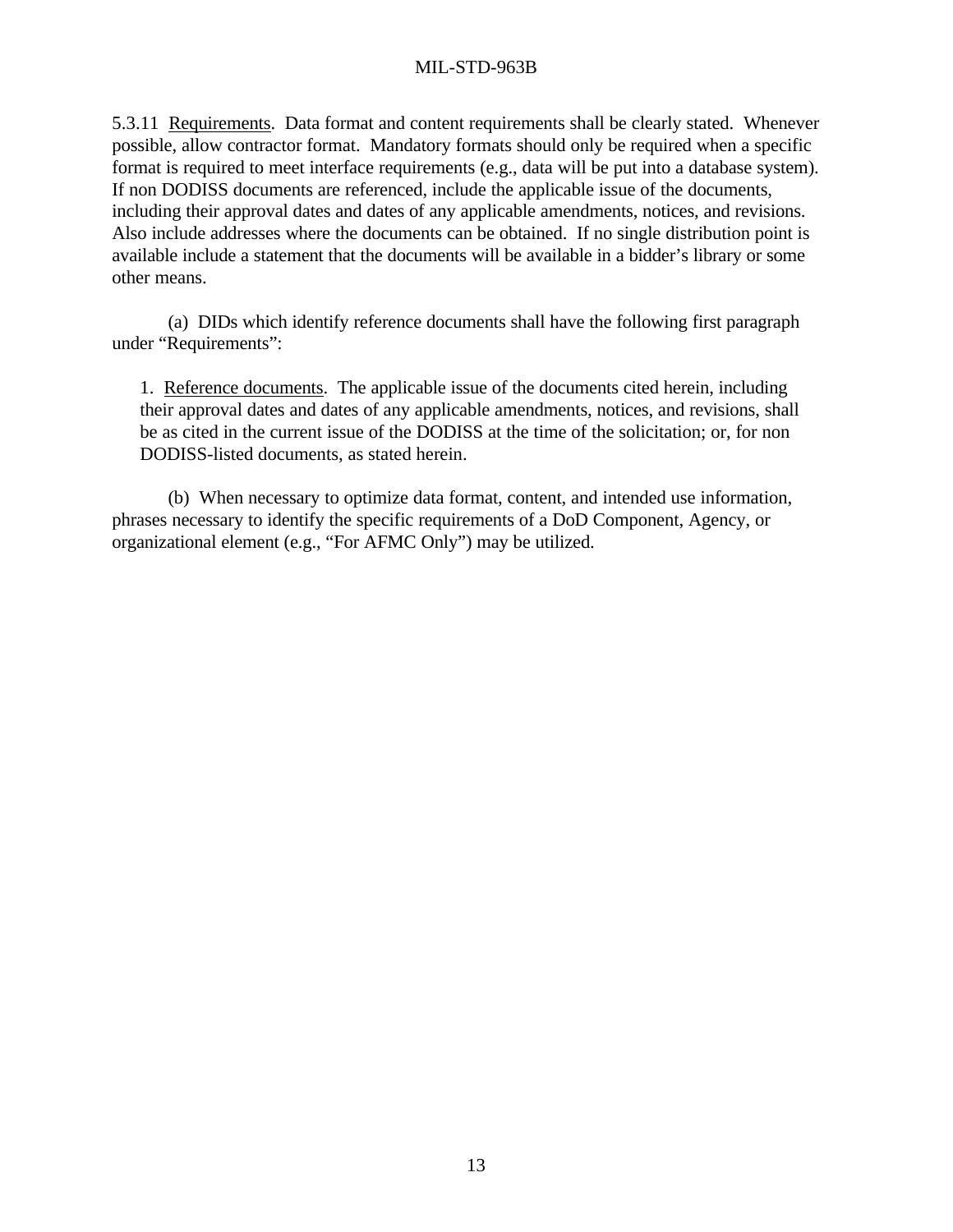5.3.11 Requirements. Data format and content requirements shall be clearly stated. Whenever possible, allow contractor format. Mandatory formats should only be required when a specific format is required to meet interface requirements (e.g., data will be put into a database system). If non DODISS documents are referenced, include the applicable issue of the documents, including their approval dates and dates of any applicable amendments, notices, and revisions. Also include addresses where the documents can be obtained. If no single distribution point is available include a statement that the documents will be available in a bidder's library or some other means.

(a) DIDs which identify reference documents shall have the following first paragraph under "Requirements":

> 1. Reference documents. The applicable issue of the documents cited herein, including their approval dates and dates of any applicable amendments, notices, and revisions, shall be as cited in the current issue of the DODISS at the time of the solicitation; or, for non DODISS-listed documents, as stated herein.

(b) When necessary to optimize data format, content, and intended use information, phrases necessary to identify the specific requirements of a DoD Component, Agency, or organizational element (e.g., "For AFMC Only") may be utilized.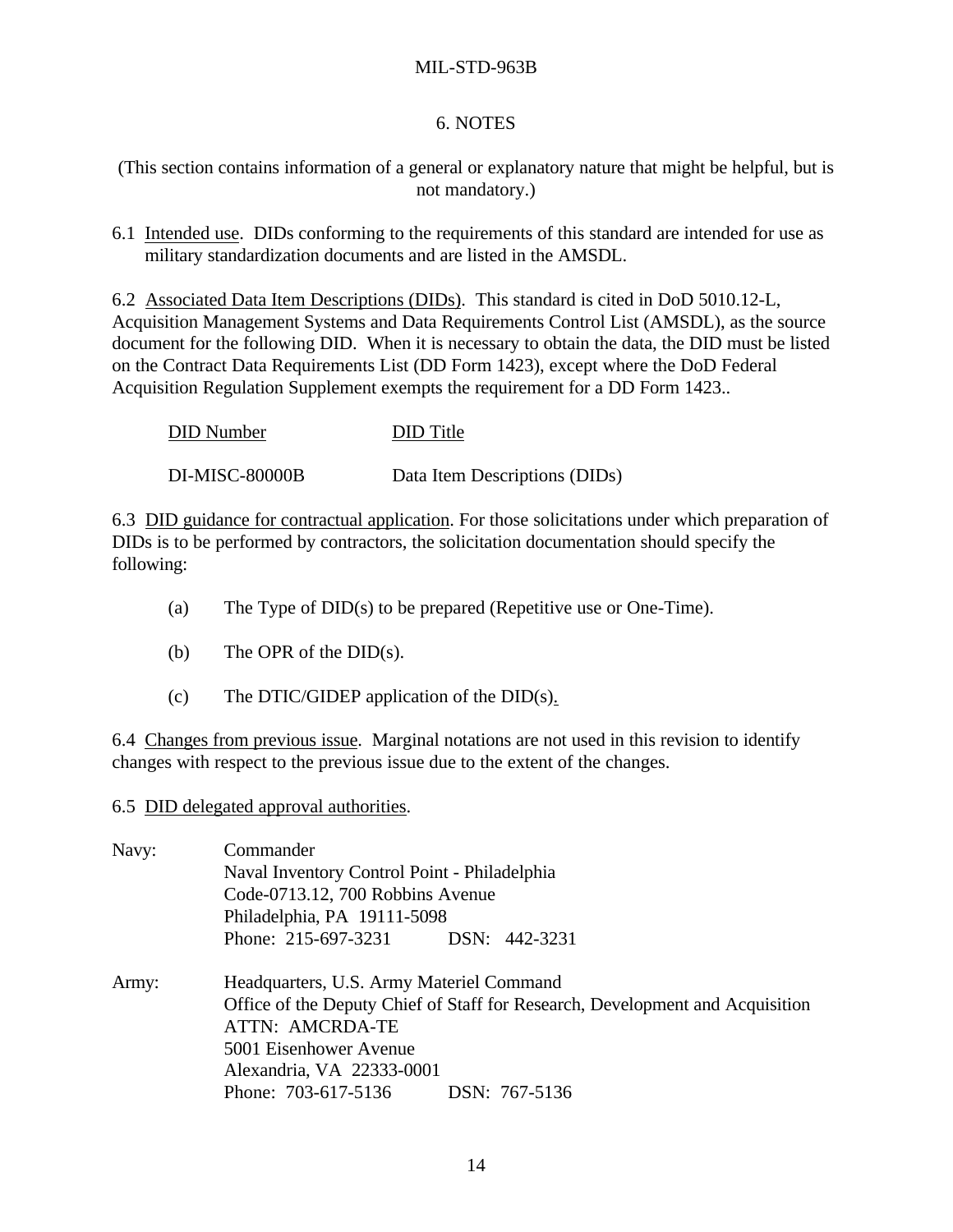# 6. NOTES

(This section contains information of a general or explanatory nature that might be helpful, but is not mandatory.)

6.1 Intended use. DIDs conforming to the requirements of this standard are intended for use as military standardization documents and are listed in the AMSDL.

6.2 Associated Data Item Descriptions (DIDs). This standard is cited in DoD 5010.12-L, Acquisition Management Systems and Data Requirements Control List (AMSDL), as the source document for the following DID. When it is necessary to obtain the data, the DID must be listed on the Contract Data Requirements List (DD Form 1423), except where the DoD Federal Acquisition Regulation Supplement exempts the requirement for a DD Form 1423..

| DID Number | DID Title |
| --- | --- |
| DI-MISC-80000B | Data Item Descriptions (DIDs) |

6.3 DID guidance for contractual application. For those solicitations under which preparation of DIDs is to be performed by contractors, the solicitation documentation should specify the following:

(a) The Type of DID(s) to be prepared (Repetitive use or One-Time).

(b) The OPR of the DID(s).

(c) The DTIC/GIDEP application of the DID(s).

6.4 Changes from previous issue. Marginal notations are not used in this revision to identify changes with respect to the previous issue due to the extent of the changes.

6.5 DID delegated approval authorities.

Navy: Commander
Naval Inventory Control Point - Philadelphia
Code-0713.12, 700 Robbins Avenue
Philadelphia, PA 19111-5098
Phone: 215-697-3231 DSN: 442-3231

Army: Headquarters, U.S. Army Materiel Command
Office of the Deputy Chief of Staff for Research, Development and Acquisition
ATTN: AMCRDA-TE
5001 Eisenhower Avenue
Alexandria, VA 22333-0001
Phone: 703-617-5136 DSN: 767-5136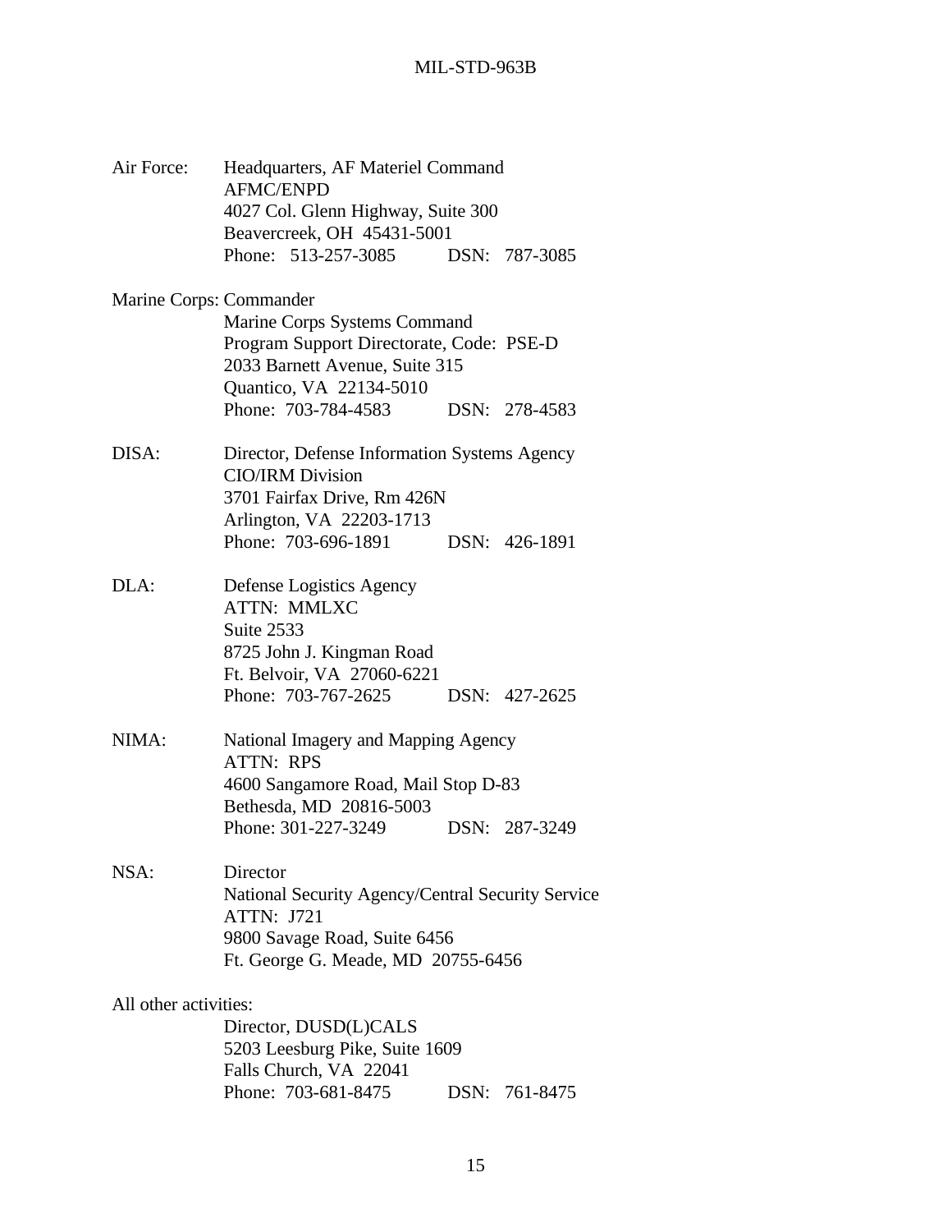Air Force: Headquarters, AF Materiel Command
AFMC/ENPD
4027 Col. Glenn Highway, Suite 300
Beavercreek, OH 45431-5001
Phone: 513-257-3085 DSN: 787-3085

Marine Corps: Commander
Marine Corps Systems Command
Program Support Directorate, Code: PSE-D
2033 Barnett Avenue, Suite 315
Quantico, VA 22134-5010
Phone: 703-784-4583 DSN: 278-4583

DISA: Director, Defense Information Systems Agency
CIO/IRM Division
3701 Fairfax Drive, Rm 426N
Arlington, VA 22203-1713
Phone: 703-696-1891 DSN: 426-1891

DLA: Defense Logistics Agency
ATTN: MMLXC
Suite 2533
8725 John J. Kingman Road
Ft. Belvoir, VA 27060-6221
Phone: 703-767-2625 DSN: 427-2625

NIMA: National Imagery and Mapping Agency
ATTN: RPS
4600 Sangamore Road, Mail Stop D-83
Bethesda, MD 20816-5003
Phone: 301-227-3249 DSN: 287-3249

NSA: Director
National Security Agency/Central Security Service
ATTN: J721
9800 Savage Road, Suite 6456
Ft. George G. Meade, MD 20755-6456

All other activities:
Director, DUSD(L)CALS
5203 Leesburg Pike, Suite 1609
Falls Church, VA 22041
Phone: 703-681-8475 DSN: 761-8475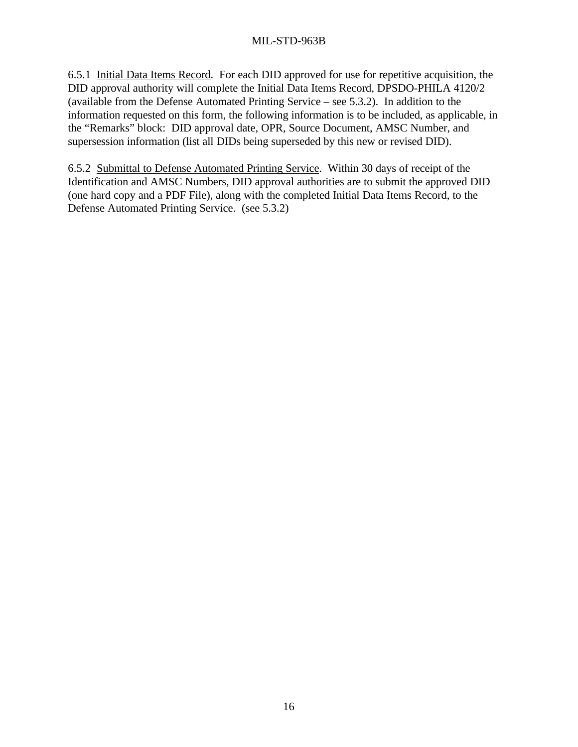6.5.1 Initial Data Items Record. For each DID approved for use for repetitive acquisition, the DID approval authority will complete the Initial Data Items Record, DPSDO-PHILA 4120/2 (available from the Defense Automated Printing Service – see 5.3.2). In addition to the information requested on this form, the following information is to be included, as applicable, in the "Remarks" block: DID approval date, OPR, Source Document, AMSC Number, and supersession information (list all DIDs being superseded by this new or revised DID).

6.5.2 Submittal to Defense Automated Printing Service. Within 30 days of receipt of the Identification and AMSC Numbers, DID approval authorities are to submit the approved DID (one hard copy and a PDF File), along with the completed Initial Data Items Record, to the Defense Automated Printing Service. (see 5.3.2)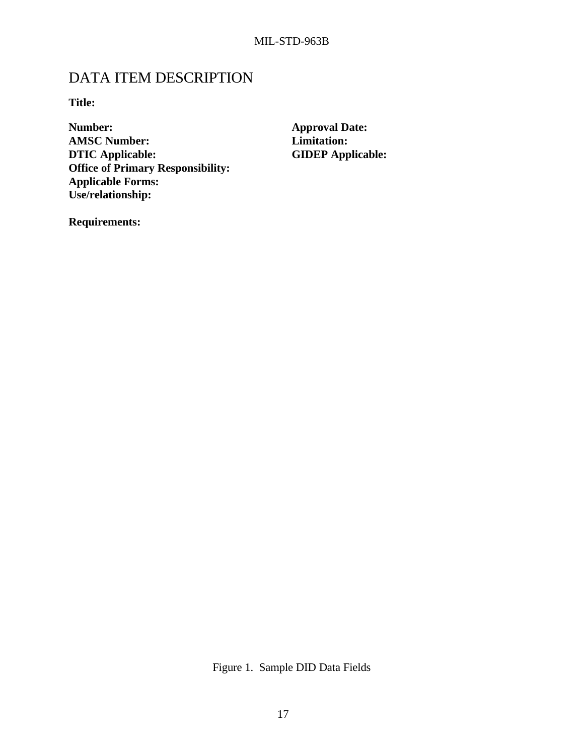# DATA ITEM DESCRIPTION

**Title:**

**Number:**
**Approval Date:**
**AMSC Number:**
**Limitation:**
**DTIC Applicable:**
**GIDEP Applicable:**
**Office of Primary Responsibility:**
**Applicable Forms:**
**Use/relationship:**

**Requirements:**

Figure 1. Sample DID Data Fields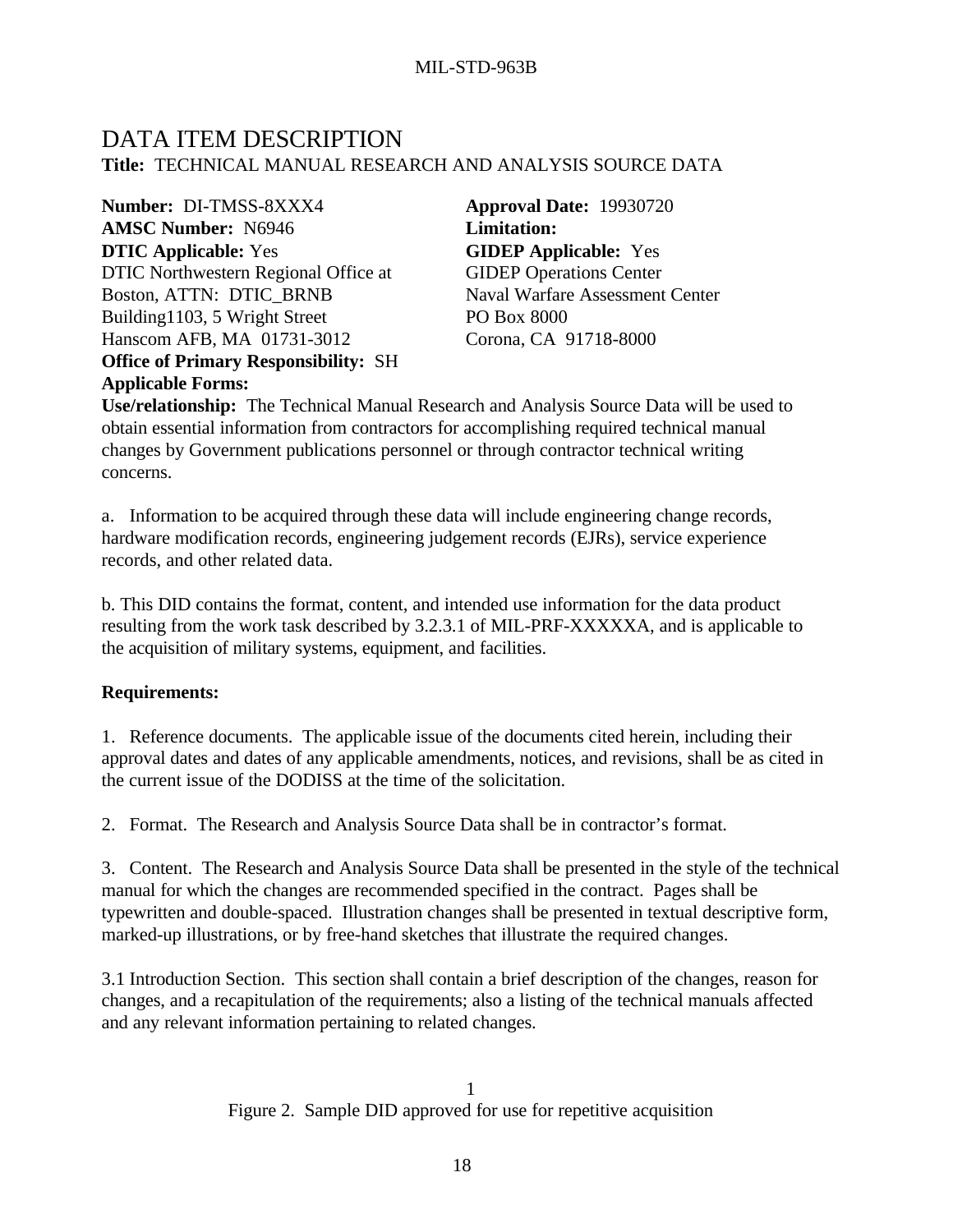# DATA ITEM DESCRIPTION

**Title:** TECHNICAL MANUAL RESEARCH AND ANALYSIS SOURCE DATA

**Number:** DI-TMSS-8XXX4
**Approval Date:** 19930720
**AMSC Number:** N6946
**Limitation:**
**DTIC Applicable:** Yes
**GIDEP Applicable:** Yes

DTIC Northwestern Regional Office at
Boston, ATTN: DTIC_BRNB
Building1103, 5 Wright Street
Hanscom AFB, MA 01731-3012

GIDEP Operations Center
Naval Warfare Assessment Center
PO Box 8000
Corona, CA 91718-8000

**Office of Primary Responsibility:** SH
**Applicable Forms:**

**Use/relationship:** The Technical Manual Research and Analysis Source Data will be used to obtain essential information from contractors for accomplishing required technical manual changes by Government publications personnel or through contractor technical writing concerns.

a. Information to be acquired through these data will include engineering change records, hardware modification records, engineering judgement records (EJRs), service experience records, and other related data.

b. This DID contains the format, content, and intended use information for the data product resulting from the work task described by 3.2.3.1 of MIL-PRF-XXXXXA, and is applicable to the acquisition of military systems, equipment, and facilities.

**Requirements:**

1. Reference documents. The applicable issue of the documents cited herein, including their approval dates and dates of any applicable amendments, notices, and revisions, shall be as cited in the current issue of the DODISS at the time of the solicitation.

2. Format. The Research and Analysis Source Data shall be in contractor's format.

3. Content. The Research and Analysis Source Data shall be presented in the style of the technical manual for which the changes are recommended specified in the contract. Pages shall be typewritten and double-spaced. Illustration changes shall be presented in textual descriptive form, marked-up illustrations, or by free-hand sketches that illustrate the required changes.

3.1 Introduction Section. This section shall contain a brief description of the changes, reason for changes, and a recapitulation of the requirements; also a listing of the technical manuals affected and any relevant information pertaining to related changes.

Figure 2. Sample DID approved for use for repetitive acquisition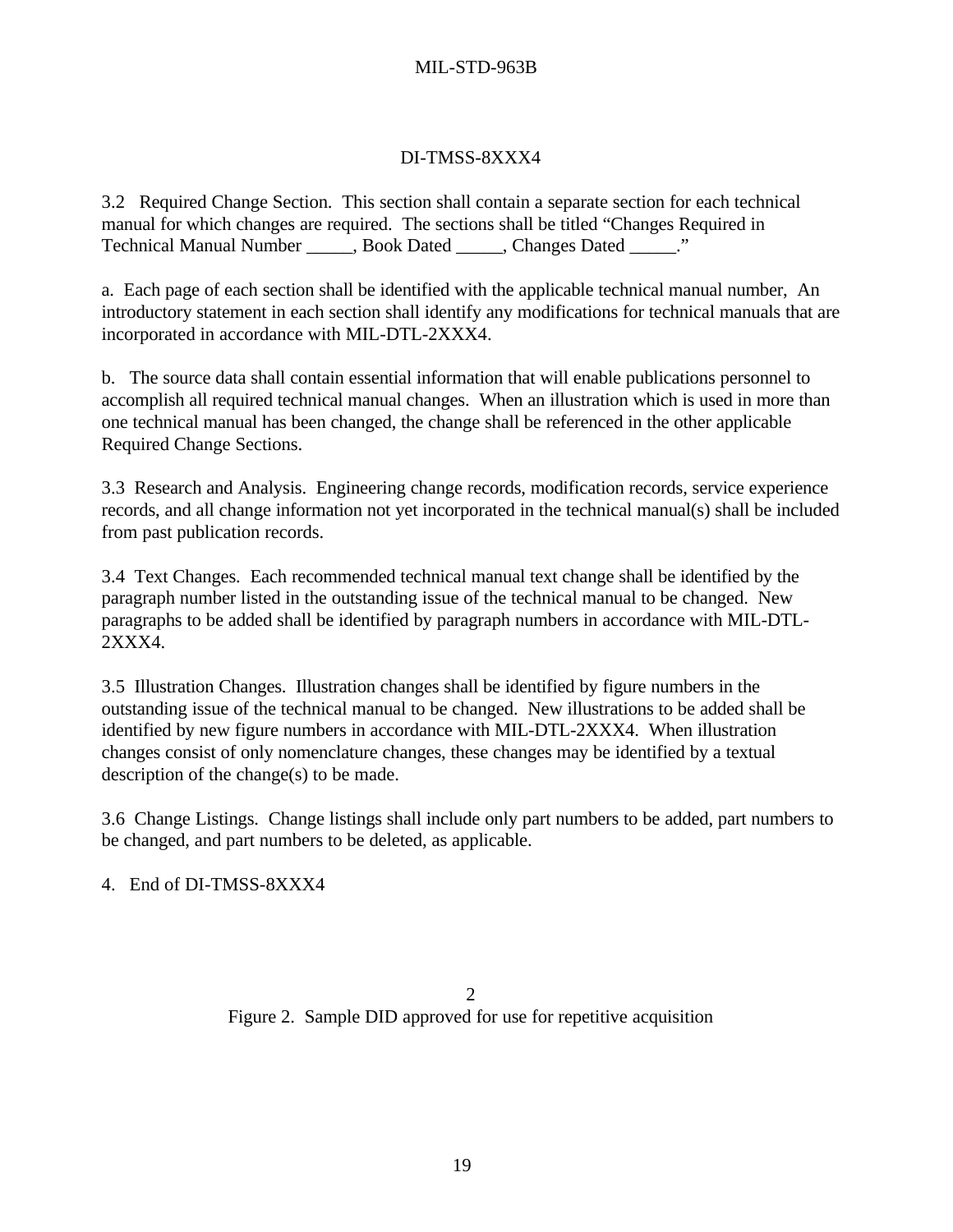DI-TMSS-8XXX4

3.2 Required Change Section. This section shall contain a separate section for each technical manual for which changes are required. The sections shall be titled "Changes Required in Technical Manual Number _____, Book Dated _____, Changes Dated _____."

a. Each page of each section shall be identified with the applicable technical manual number, An introductory statement in each section shall identify any modifications for technical manuals that are incorporated in accordance with MIL-DTL-2XXX4.

b. The source data shall contain essential information that will enable publications personnel to accomplish all required technical manual changes. When an illustration which is used in more than one technical manual has been changed, the change shall be referenced in the other applicable Required Change Sections.

3.3 Research and Analysis. Engineering change records, modification records, service experience records, and all change information not yet incorporated in the technical manual(s) shall be included from past publication records.

3.4 Text Changes. Each recommended technical manual text change shall be identified by the paragraph number listed in the outstanding issue of the technical manual to be changed. New paragraphs to be added shall be identified by paragraph numbers in accordance with MIL-DTL-2XXX4.

3.5 Illustration Changes. Illustration changes shall be identified by figure numbers in the outstanding issue of the technical manual to be changed. New illustrations to be added shall be identified by new figure numbers in accordance with MIL-DTL-2XXX4. When illustration changes consist of only nomenclature changes, these changes may be identified by a textual description of the change(s) to be made.

3.6 Change Listings. Change listings shall include only part numbers to be added, part numbers to be changed, and part numbers to be deleted, as applicable.

4. End of DI-TMSS-8XXX4

2

Figure 2. Sample DID approved for use for repetitive acquisition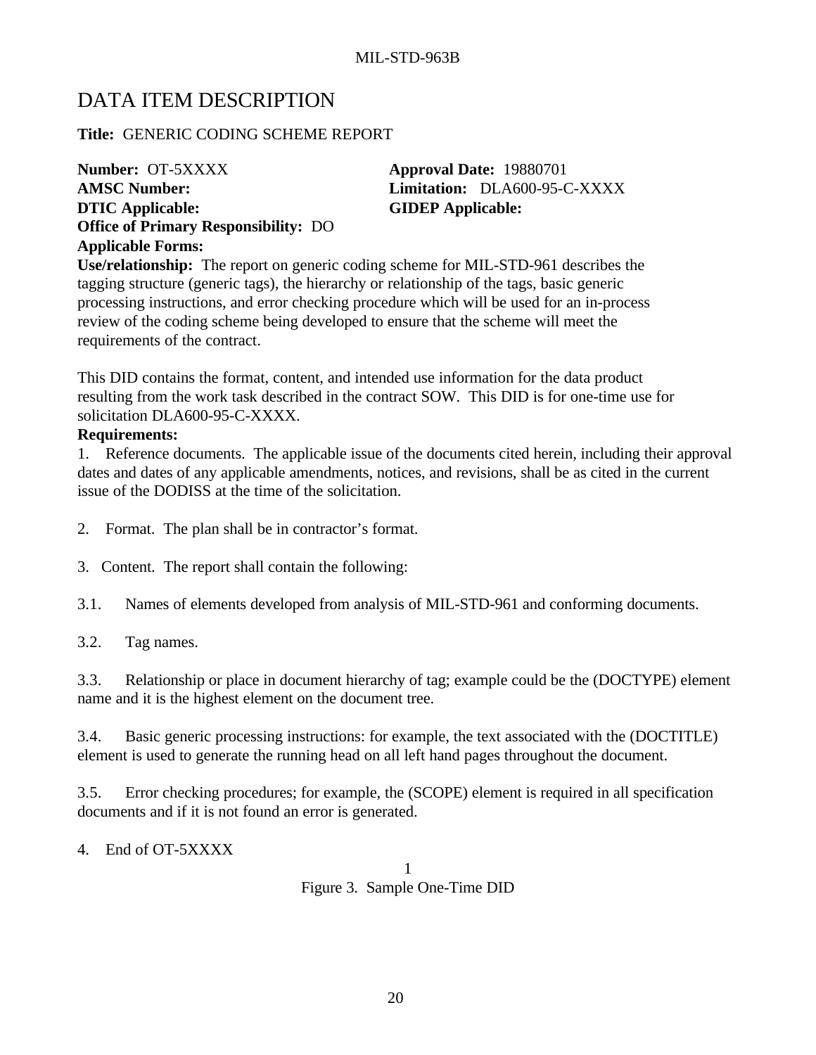# DATA ITEM DESCRIPTION

**Title:** GENERIC CODING SCHEME REPORT

**Number:** OT-5XXXX
**Approval Date:** 19880701
**AMSC Number:**
**Limitation:** DLA600-95-C-XXXX
**DTIC Applicable:**
**GIDEP Applicable:**
**Office of Primary Responsibility:** DO
**Applicable Forms:**

**Use/relationship:** The report on generic coding scheme for MIL-STD-961 describes the tagging structure (generic tags), the hierarchy or relationship of the tags, basic generic processing instructions, and error checking procedure which will be used for an in-process review of the coding scheme being developed to ensure that the scheme will meet the requirements of the contract.

This DID contains the format, content, and intended use information for the data product resulting from the work task described in the contract SOW. This DID is for one-time use for solicitation DLA600-95-C-XXXX.

**Requirements:**

1. Reference documents. The applicable issue of the documents cited herein, including their approval dates and dates of any applicable amendments, notices, and revisions, shall be as cited in the current issue of the DODISS at the time of the solicitation.

2. Format. The plan shall be in contractor's format.

3. Content. The report shall contain the following:

3.1. Names of elements developed from analysis of MIL-STD-961 and conforming documents.

3.2. Tag names.

3.3. Relationship or place in document hierarchy of tag; example could be the (DOCTYPE) element name and it is the highest element on the document tree.

3.4. Basic generic processing instructions: for example, the text associated with the (DOCTITLE) element is used to generate the running head on all left hand pages throughout the document.

3.5. Error checking procedures; for example, the (SCOPE) element is required in all specification documents and if it is not found an error is generated.

4. End of OT-5XXXX

1

Figure 3. Sample One-Time DID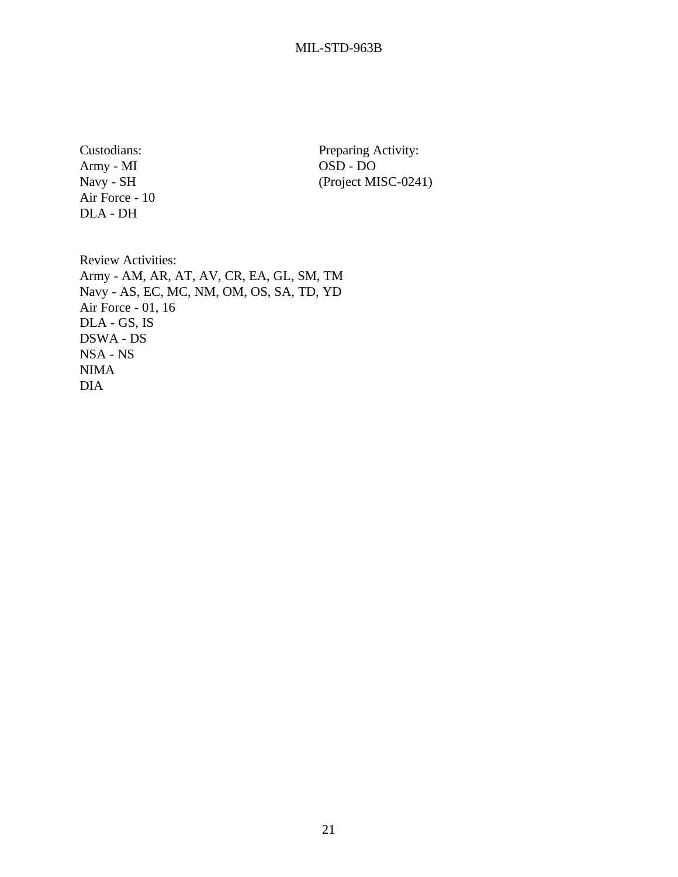Custodians:
Army - MI
Navy - SH
Air Force - 10
DLA - DH

Preparing Activity:
OSD - DO
(Project MISC-0241)

Review Activities:
Army - AM, AR, AT, AV, CR, EA, GL, SM, TM
Navy - AS, EC, MC, NM, OM, OS, SA, TD, YD
Air Force - 01, 16
DLA - GS, IS
DSWA - DS
NSA - NS
NIMA
DIA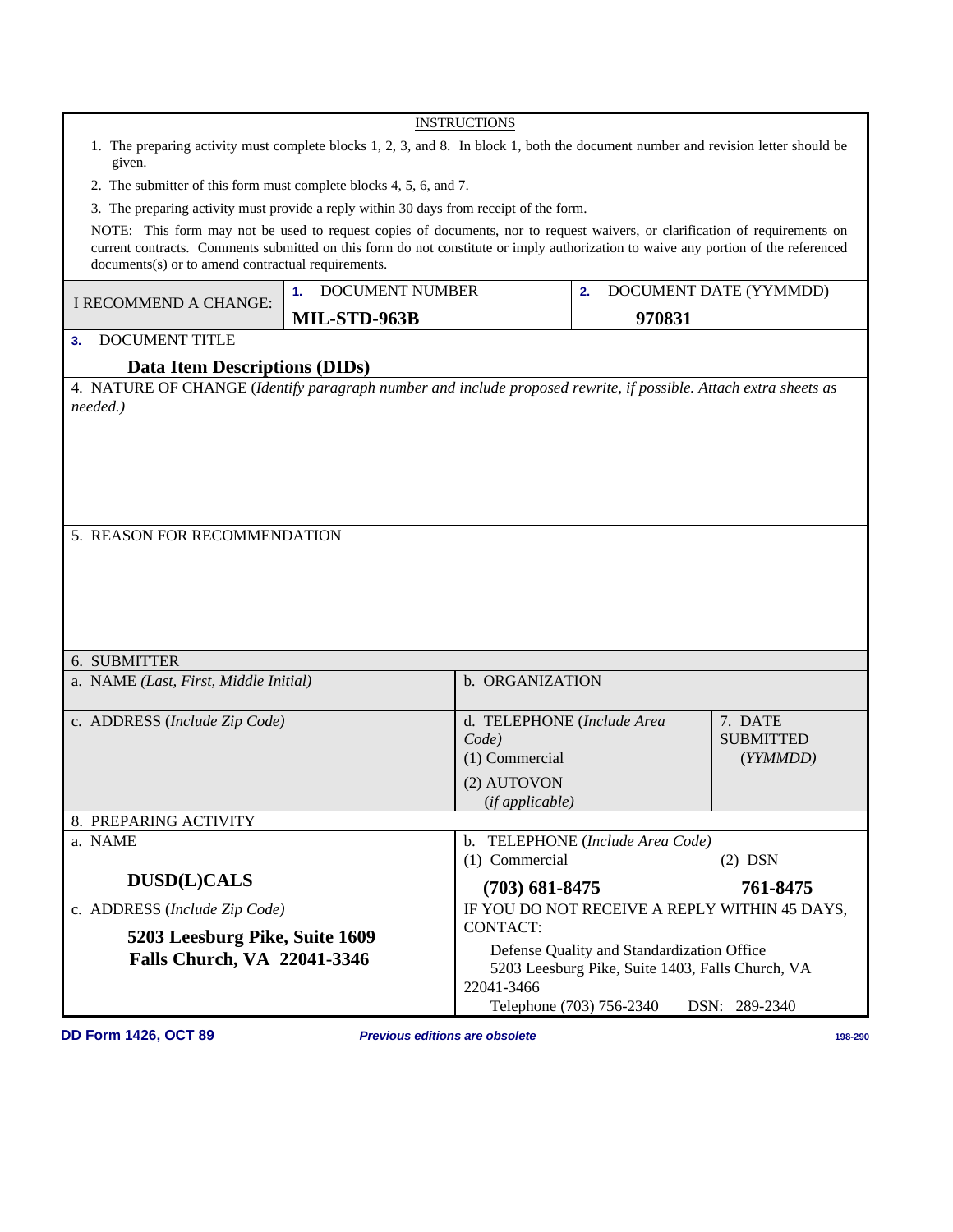INSTRUCTIONS

1. The preparing activity must complete blocks 1, 2, 3, and 8. In block 1, both the document number and revision letter should be given.
2. The submitter of this form must complete blocks 4, 5, 6, and 7.
3. The preparing activity must provide a reply within 30 days from receipt of the form.

NOTE: This form may not be used to request copies of documents, nor to request waivers, or clarification of requirements on current contracts. Comments submitted on this form do not constitute or imply authorization to waive any portion of the referenced documents(s) or to amend contractual requirements.

| I RECOMMEND A CHANGE: | 1. DOCUMENT NUMBER | 2. DOCUMENT DATE (YYMMDD) |
|---|---|---|
| | **MIL-STD-963B** | **970831** |

3. DOCUMENT TITLE

**Data Item Descriptions (DIDs)**

4. NATURE OF CHANGE (*Identify paragraph number and include proposed rewrite, if possible. Attach extra sheets as needed.*)

5. REASON FOR RECOMMENDATION

6. SUBMITTER

| | | |
|---|---|---|
| a. NAME (*Last, First, Middle Initial*) | b. ORGANIZATION | |
| c. ADDRESS (*Include Zip Code*) | d. TELEPHONE (*Include Area Code*) (1) Commercial (2) AUTOVON (*if applicable*) | 7. DATE SUBMITTED (*YYMMDD*) |

8. PREPARING ACTIVITY

| | | |
|---|---|---|
| a. NAME | b. TELEPHONE (*Include Area Code*) (1) Commercial | (2) DSN |
| **DUSD(L)CALS** | **(703) 681-8475** | **761-8475** |
| c. ADDRESS (*Include Zip Code*) **5203 Leesburg Pike, Suite 1609 Falls Church, VA 22041-3346** | IF YOU DO NOT RECEIVE A REPLY WITHIN 45 DAYS, CONTACT: Defense Quality and Standardization Office 5203 Leesburg Pike, Suite 1403, Falls Church, VA 22041-3466 Telephone (703) 756-2340 DSN: 289-2340 | |

**DD Form 1426, OCT 89** *Previous editions are obsolete* 198-290